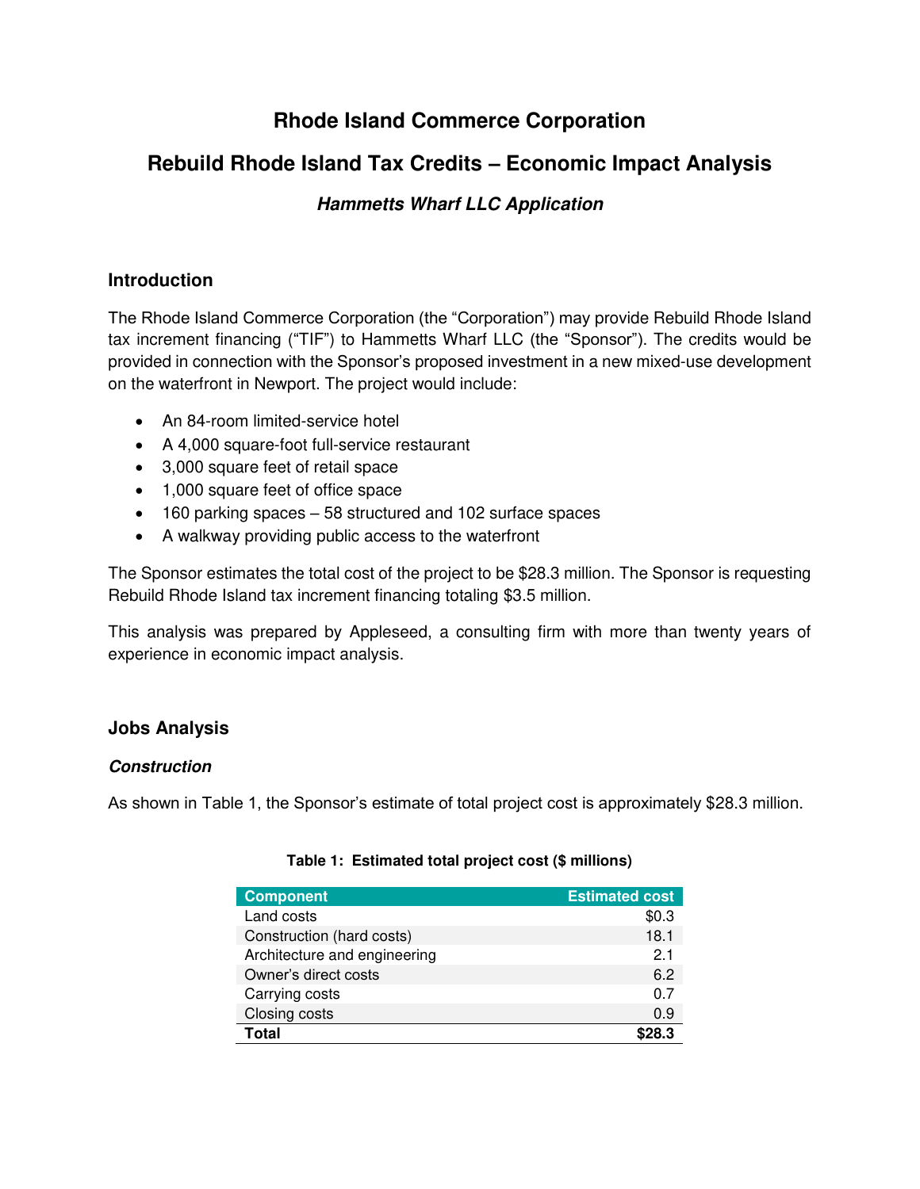# Rhode Island Commerce Corporation

## Rebuild Rhode Island Tax Credits – Economic Impact Analysis

### *Hammetts Wharf LLC Application*

## Introduction

The Rhode Island Commerce Corporation (the "Corporation") may provide Rebuild Rhode Island tax increment financing ("TIF") to Hammetts Wharf LLC (the "Sponsor"). The credits would be provided in connection with the Sponsor's proposed investment in a new mixed-use development on the waterfront in Newport. The project would include:

- An 84-room limited-service hotel
- A 4,000 square-foot full-service restaurant
- 3,000 square feet of retail space
- 1,000 square feet of office space
- 160 parking spaces – 58 structured and 102 surface spaces
- A walkway providing public access to the waterfront

The Sponsor estimates the total cost of the project to be $28.3 million. The Sponsor is requesting Rebuild Rhode Island tax increment financing totaling $3.5 million.

This analysis was prepared by Appleseed, a consulting firm with more than twenty years of experience in economic impact analysis.

## Jobs Analysis

### *Construction*

As shown in Table 1, the Sponsor's estimate of total project cost is approximately $28.3 million.

**Table 1: Estimated total project cost ($ millions)**

| Component | Estimated cost |
|---|---:|
| Land costs | $0.3 |
| Construction (hard costs) | 18.1 |
| Architecture and engineering | 2.1 |
| Owner's direct costs | 6.2 |
| Carrying costs | 0.7 |
| Closing costs | 0.9 |
| **Total** | **$28.3** |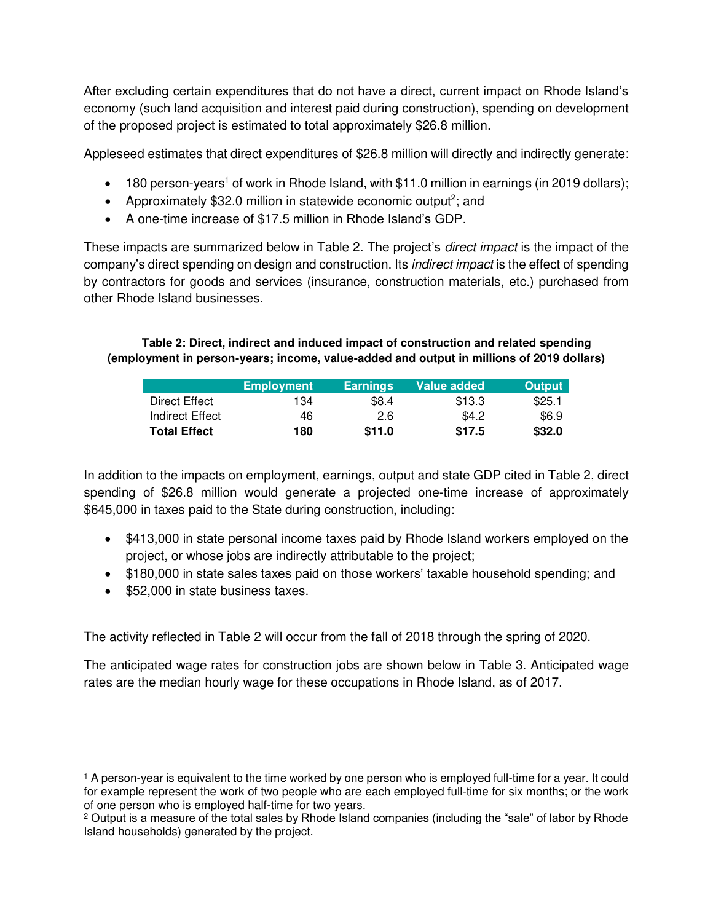After excluding certain expenditures that do not have a direct, current impact on Rhode Island's economy (such land acquisition and interest paid during construction), spending on development of the proposed project is estimated to total approximately $26.8 million.

Appleseed estimates that direct expenditures of $26.8 million will directly and indirectly generate:

- 180 person-years[1] of work in Rhode Island, with $11.0 million in earnings (in 2019 dollars);
- Approximately $32.0 million in statewide economic output[2]; and
- A one-time increase of $17.5 million in Rhode Island's GDP.

These impacts are summarized below in Table 2. The project's *direct impact* is the impact of the company's direct spending on design and construction. Its *indirect impact* is the effect of spending by contractors for goods and services (insurance, construction materials, etc.) purchased from other Rhode Island businesses.

**Table 2: Direct, indirect and induced impact of construction and related spending (employment in person-years; income, value-added and output in millions of 2019 dollars)**

| | Employment | Earnings | Value added | Output |
|---|---|---|---|---|
| Direct Effect | 134 | $8.4 | $13.3 | $25.1 |
| Indirect Effect | 46 | 2.6 | $4.2 | $6.9 |
| **Total Effect** | **180** | **$11.0** | **$17.5** | **$32.0** |

In addition to the impacts on employment, earnings, output and state GDP cited in Table 2, direct spending of $26.8 million would generate a projected one-time increase of approximately $645,000 in taxes paid to the State during construction, including:

- $413,000 in state personal income taxes paid by Rhode Island workers employed on the project, or whose jobs are indirectly attributable to the project;
- $180,000 in state sales taxes paid on those workers' taxable household spending; and
- $52,000 in state business taxes.

The activity reflected in Table 2 will occur from the fall of 2018 through the spring of 2020.

The anticipated wage rates for construction jobs are shown below in Table 3. Anticipated wage rates are the median hourly wage for these occupations in Rhode Island, as of 2017.

---

[1] A person-year is equivalent to the time worked by one person who is employed full-time for a year. It could for example represent the work of two people who are each employed full-time for six months; or the work of one person who is employed half-time for two years.

[2] Output is a measure of the total sales by Rhode Island companies (including the "sale" of labor by Rhode Island households) generated by the project.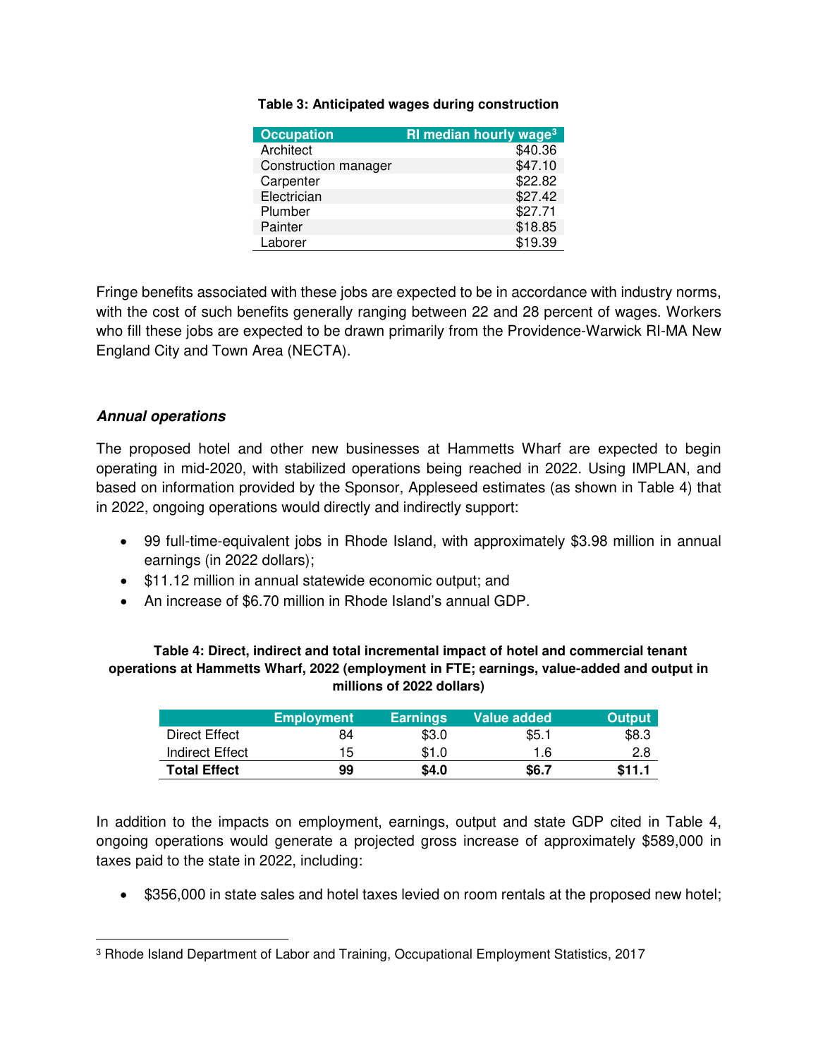**Table 3: Anticipated wages during construction**

| Occupation | RI median hourly wage[3] |
|---|---:|
| Architect | $40.36 |
| Construction manager | $47.10 |
| Carpenter | $22.82 |
| Electrician | $27.42 |
| Plumber | $27.71 |
| Painter | $18.85 |
| Laborer | $19.39 |

Fringe benefits associated with these jobs are expected to be in accordance with industry norms, with the cost of such benefits generally ranging between 22 and 28 percent of wages. Workers who fill these jobs are expected to be drawn primarily from the Providence-Warwick RI-MA New England City and Town Area (NECTA).

### *Annual operations*

The proposed hotel and other new businesses at Hammetts Wharf are expected to begin operating in mid-2020, with stabilized operations being reached in 2022. Using IMPLAN, and based on information provided by the Sponsor, Appleseed estimates (as shown in Table 4) that in 2022, ongoing operations would directly and indirectly support:

- 99 full-time-equivalent jobs in Rhode Island, with approximately $3.98 million in annual earnings (in 2022 dollars);
- $11.12 million in annual statewide economic output; and
- An increase of $6.70 million in Rhode Island's annual GDP.

**Table 4: Direct, indirect and total incremental impact of hotel and commercial tenant operations at Hammetts Wharf, 2022 (employment in FTE; earnings, value-added and output in millions of 2022 dollars)**

| | Employment | Earnings | Value added | Output |
|---|---:|---:|---:|---:|
| Direct Effect | 84 | $3.0 | $5.1 | $8.3 |
| Indirect Effect | 15 | $1.0 | 1.6 | 2.8 |
| **Total Effect** | **99** | **$4.0** | **$6.7** | **$11.1** |

In addition to the impacts on employment, earnings, output and state GDP cited in Table 4, ongoing operations would generate a projected gross increase of approximately $589,000 in taxes paid to the state in 2022, including:

- $356,000 in state sales and hotel taxes levied on room rentals at the proposed new hotel;

[3] Rhode Island Department of Labor and Training, Occupational Employment Statistics, 2017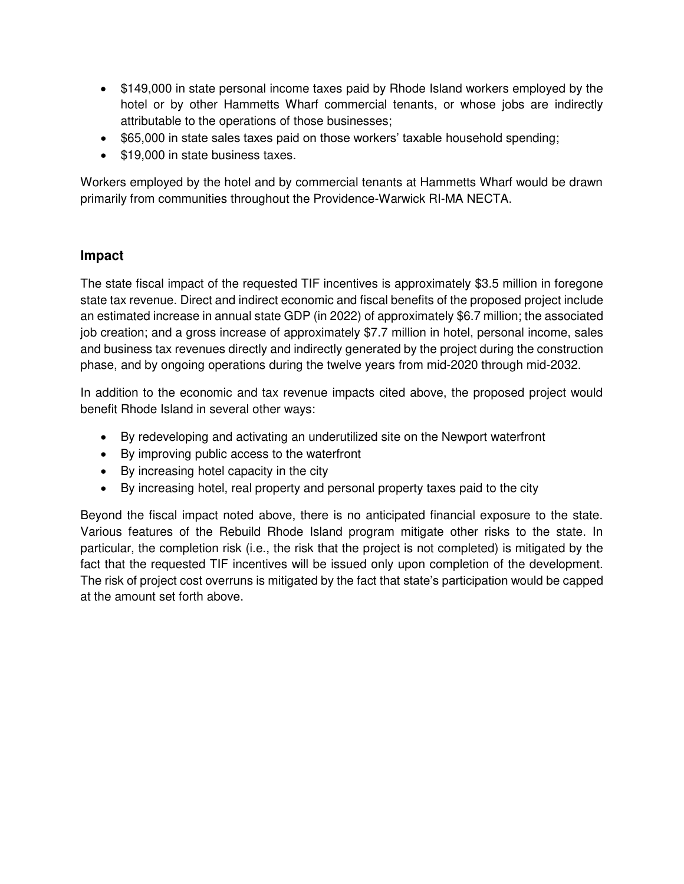- $149,000 in state personal income taxes paid by Rhode Island workers employed by the hotel or by other Hammetts Wharf commercial tenants, or whose jobs are indirectly attributable to the operations of those businesses;
- $65,000 in state sales taxes paid on those workers' taxable household spending;
- $19,000 in state business taxes.

Workers employed by the hotel and by commercial tenants at Hammetts Wharf would be drawn primarily from communities throughout the Providence-Warwick RI-MA NECTA.

## Impact

The state fiscal impact of the requested TIF incentives is approximately $3.5 million in foregone state tax revenue. Direct and indirect economic and fiscal benefits of the proposed project include an estimated increase in annual state GDP (in 2022) of approximately $6.7 million; the associated job creation; and a gross increase of approximately $7.7 million in hotel, personal income, sales and business tax revenues directly and indirectly generated by the project during the construction phase, and by ongoing operations during the twelve years from mid-2020 through mid-2032.

In addition to the economic and tax revenue impacts cited above, the proposed project would benefit Rhode Island in several other ways:

- By redeveloping and activating an underutilized site on the Newport waterfront
- By improving public access to the waterfront
- By increasing hotel capacity in the city
- By increasing hotel, real property and personal property taxes paid to the city

Beyond the fiscal impact noted above, there is no anticipated financial exposure to the state. Various features of the Rebuild Rhode Island program mitigate other risks to the state. In particular, the completion risk (i.e., the risk that the project is not completed) is mitigated by the fact that the requested TIF incentives will be issued only upon completion of the development. The risk of project cost overruns is mitigated by the fact that state's participation would be capped at the amount set forth above.